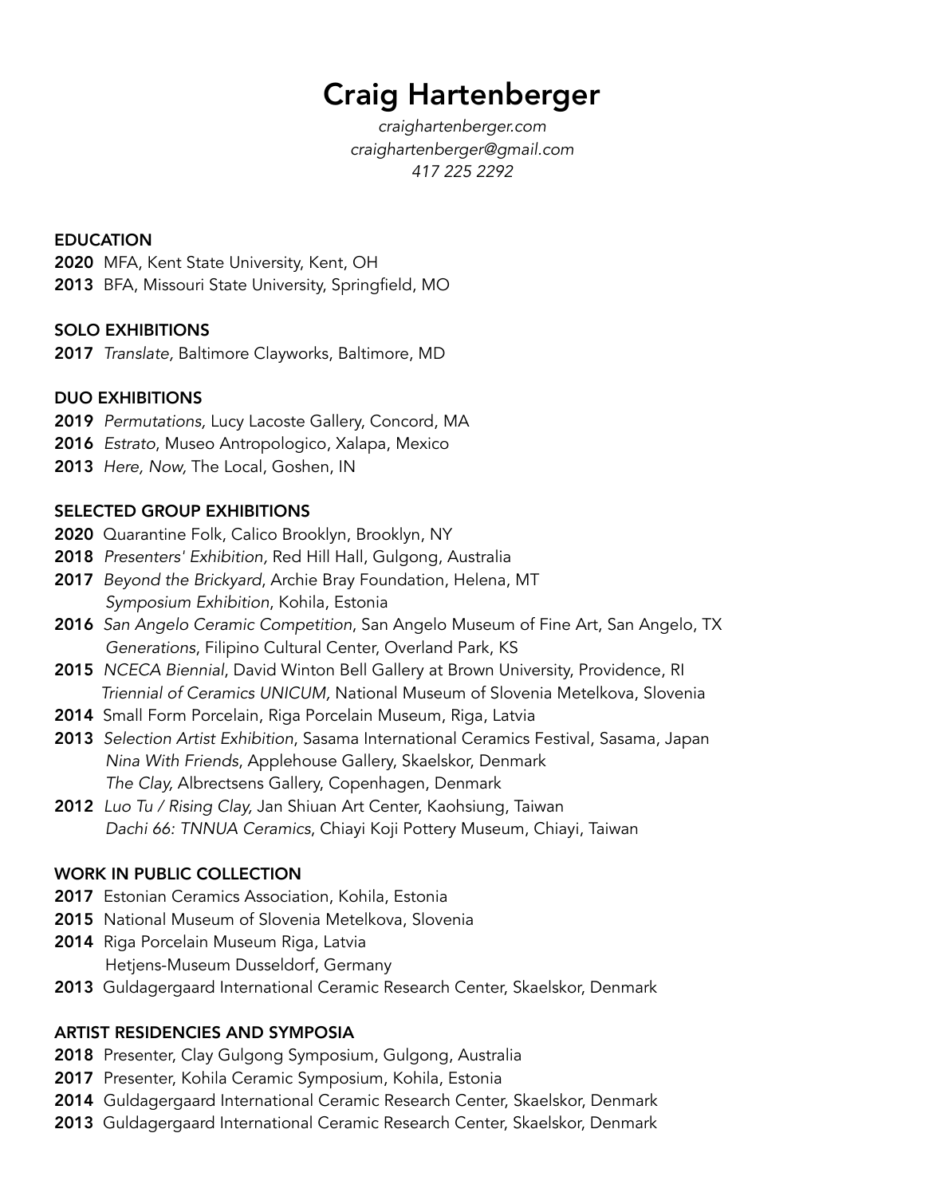# Craig Hartenberger

*craighartenberger.com*
*craighartenberger@gmail.com*
*417 225 2292*

## EDUCATION

**2020** MFA, Kent State University, Kent, OH
**2013** BFA, Missouri State University, Springfield, MO

## SOLO EXHIBITIONS

**2017** *Translate,* Baltimore Clayworks, Baltimore, MD

## DUO EXHIBITIONS

**2019** *Permutations,* Lucy Lacoste Gallery, Concord, MA
**2016** *Estrato*, Museo Antropologico, Xalapa, Mexico
**2013** *Here, Now,* The Local, Goshen, IN

## SELECTED GROUP EXHIBITIONS

**2020** Quarantine Folk, Calico Brooklyn, Brooklyn, NY
**2018** *Presenters' Exhibition,* Red Hill Hall, Gulgong, Australia
**2017** *Beyond the Brickyard*, Archie Bray Foundation, Helena, MT
*Symposium Exhibition*, Kohila, Estonia
**2016** *San Angelo Ceramic Competition*, San Angelo Museum of Fine Art, San Angelo, TX
*Generations*, Filipino Cultural Center, Overland Park, KS
**2015** *NCECA Biennial*, David Winton Bell Gallery at Brown University, Providence, RI
*Triennial of Ceramics UNICUM,* National Museum of Slovenia Metelkova, Slovenia
**2014** Small Form Porcelain, Riga Porcelain Museum, Riga, Latvia
**2013** *Selection Artist Exhibition*, Sasama International Ceramics Festival, Sasama, Japan
*Nina With Friends*, Applehouse Gallery, Skaelskor, Denmark
*The Clay,* Albrectsens Gallery, Copenhagen, Denmark
**2012** *Luo Tu / Rising Clay,* Jan Shiuan Art Center, Kaohsiung, Taiwan
*Dachi 66: TNNUA Ceramics*, Chiayi Koji Pottery Museum, Chiayi, Taiwan

## WORK IN PUBLIC COLLECTION

**2017** Estonian Ceramics Association, Kohila, Estonia
**2015** National Museum of Slovenia Metelkova, Slovenia
**2014** Riga Porcelain Museum Riga, Latvia
Hetjens-Museum Dusseldorf, Germany
**2013** Guldagergaard International Ceramic Research Center, Skaelskor, Denmark

## ARTIST RESIDENCIES AND SYMPOSIA

**2018** Presenter, Clay Gulgong Symposium, Gulgong, Australia
**2017** Presenter, Kohila Ceramic Symposium, Kohila, Estonia
**2014** Guldagergaard International Ceramic Research Center, Skaelskor, Denmark
**2013** Guldagergaard International Ceramic Research Center, Skaelskor, Denmark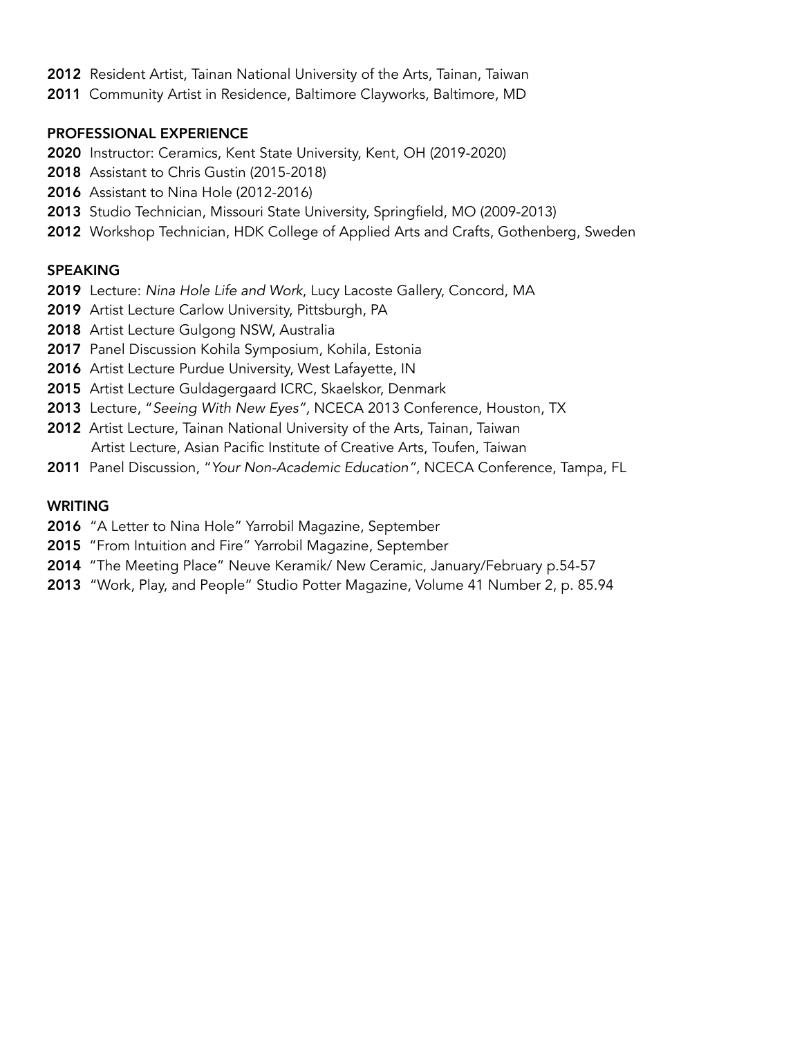**2012** Resident Artist, Tainan National University of the Arts, Tainan, Taiwan
**2011** Community Artist in Residence, Baltimore Clayworks, Baltimore, MD

## PROFESSIONAL EXPERIENCE

**2020** Instructor: Ceramics, Kent State University, Kent, OH (2019-2020)
**2018** Assistant to Chris Gustin (2015-2018)
**2016** Assistant to Nina Hole (2012-2016)
**2013** Studio Technician, Missouri State University, Springfield, MO (2009-2013)
**2012** Workshop Technician, HDK College of Applied Arts and Crafts, Gothenberg, Sweden

## SPEAKING

**2019** Lecture: *Nina Hole Life and Work*, Lucy Lacoste Gallery, Concord, MA
**2019** Artist Lecture Carlow University, Pittsburgh, PA
**2018** Artist Lecture Gulgong NSW, Australia
**2017** Panel Discussion Kohila Symposium, Kohila, Estonia
**2016** Artist Lecture Purdue University, West Lafayette, IN
**2015** Artist Lecture Guldagergaard ICRC, Skaelskor, Denmark
**2013** Lecture, "*Seeing With New Eyes*", NCECA 2013 Conference, Houston, TX
**2012** Artist Lecture, Tainan National University of the Arts, Tainan, Taiwan
Artist Lecture, Asian Pacific Institute of Creative Arts, Toufen, Taiwan
**2011** Panel Discussion, "*Your Non-Academic Education*", NCECA Conference, Tampa, FL

## WRITING

**2016** "A Letter to Nina Hole" Yarrobil Magazine, September
**2015** "From Intuition and Fire" Yarrobil Magazine, September
**2014** "The Meeting Place" Neuve Keramik/ New Ceramic, January/February p.54-57
**2013** "Work, Play, and People" Studio Potter Magazine, Volume 41 Number 2, p. 85.94